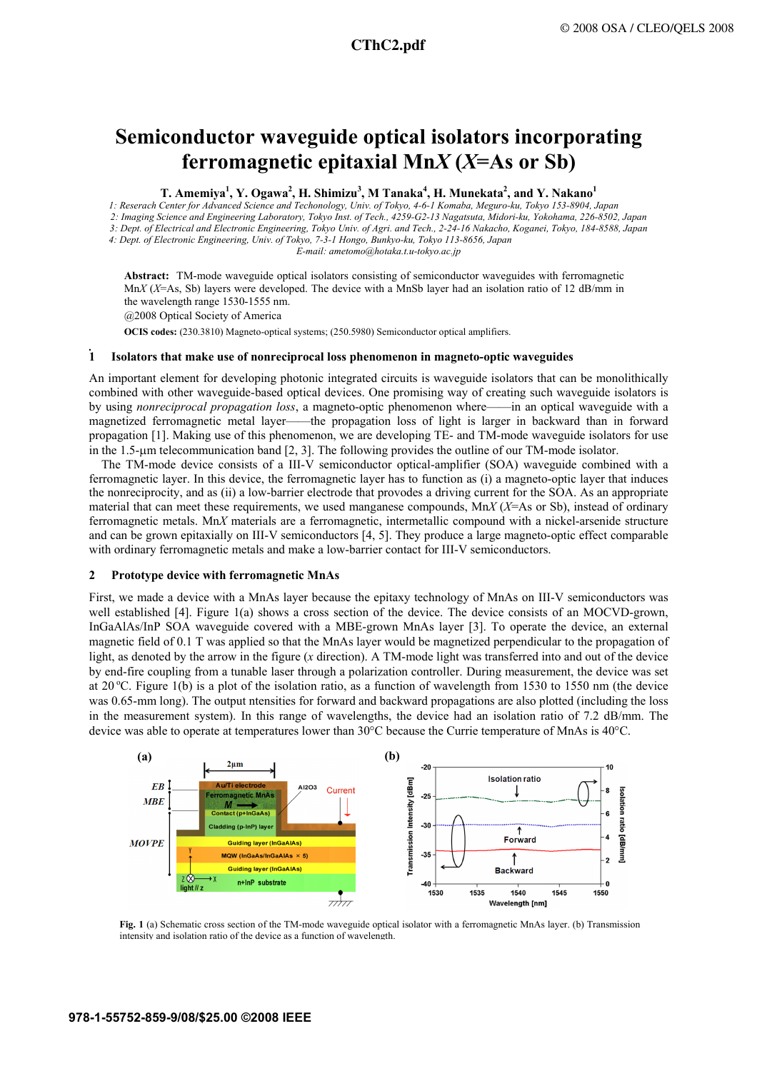# Semiconductor waveguide optical isolators incorporating ferromagnetic epitaxial Mn*X* (*X*=As or Sb)

**T. Amemiya[1], Y. Ogawa[2], H. Shimizu[3], M Tanaka[4], H. Munekata[2], and Y. Nakano[1]**

*1: Reserach Center for Advanced Science and Techonology, Univ. of Tokyo, 4-6-1 Komaba, Meguro-ku, Tokyo 153-8904, Japan*
*2: Imaging Science and Engineering Laboratory, Tokyo Inst. of Tech., 4259-G2-13 Nagatsuta, Midori-ku, Yokohama, 226-8502, Japan*
*3: Dept. of Electrical and Electronic Engineering, Tokyo Univ. of Agri. and Tech., 2-24-16 Nakacho, Koganei, Tokyo, 184-8588, Japan*
*4: Dept. of Electronic Engineering, Univ. of Tokyo, 7-3-1 Hongo, Bunkyo-ku, Tokyo 113-8656, Japan*
*E-mail: ametomo@hotaka.t.u-tokyo.ac.jp*

**Abstract:** TM-mode waveguide optical isolators consisting of semiconductor waveguides with ferromagnetic Mn*X* (*X*=As, Sb) layers were developed. The device with a MnSb layer had an isolation ratio of 12 dB/mm in the wavelength range 1530-1555 nm.
@2008 Optical Society of America

**OCIS codes:** (230.3810) Magneto-optical systems; (250.5980) Semiconductor optical amplifiers.

## 1 Isolators that make use of nonreciprocal loss phenomenon in magneto-optic waveguides

An important element for developing photonic integrated circuits is waveguide isolators that can be monolithically combined with other waveguide-based optical devices. One promising way of creating such waveguide isolators is by using *nonreciprocal propagation loss*, a magneto-optic phenomenon where——in an optical waveguide with a magnetized ferromagnetic metal layer——the propagation loss of light is larger in backward than in forward propagation [1]. Making use of this phenomenon, we are developing TE- and TM-mode waveguide isolators for use in the 1.5-μm telecommunication band [2, 3]. The following provides the outline of our TM-mode isolator.

The TM-mode device consists of a III-V semiconductor optical-amplifier (SOA) waveguide combined with a ferromagnetic layer. In this device, the ferromagnetic layer has to function as (i) a magneto-optic layer that induces the nonreciprocity, and as (ii) a low-barrier electrode that provides a driving current for the SOA. As an appropriate material that can meet these requirements, we used manganese compounds, Mn*X* (*X*=As or Sb), instead of ordinary ferromagnetic metals. Mn*X* materials are a ferromagnetic, intermetallic compound with a nickel-arsenide structure and can be grown epitaxially on III-V semiconductors [4, 5]. They produce a large magneto-optic effect comparable with ordinary ferromagnetic metals and make a low-barrier contact for III-V semiconductors.

## 2 Prototype device with ferromagnetic MnAs

First, we made a device with a MnAs layer because the epitaxy technology of MnAs on III-V semiconductors was well established [4]. Figure 1(a) shows a cross section of the device. The device consists of an MOCVD-grown, InGaAlAs/InP SOA waveguide covered with a MBE-grown MnAs layer [3]. To operate the device, an external magnetic field of 0.1 T was applied so that the MnAs layer would be magnetized perpendicular to the propagation of light, as denoted by the arrow in the figure (*x* direction). A TM-mode light was transferred into and out of the device by end-fire coupling from a tunable laser through a polarization controller. During measurement, the device was set at 20 °C. Figure 1(b) is a plot of the isolation ratio, as a function of wavelength from 1530 to 1550 nm (the device was 0.65-mm long). The output ntensities for forward and backward propagations are also plotted (including the loss in the measurement system). In this range of wavelengths, the device had an isolation ratio of 7.2 dB/mm. The device was able to operate at temperatures lower than 30°C because the Currie temperature of MnAs is 40°C.

**Fig. 1** (a) Schematic cross section of the TM-mode waveguide optical isolator with a ferromagnetic MnAs layer. (b) Transmission intensity and isolation ratio of the device as a function of wavelength.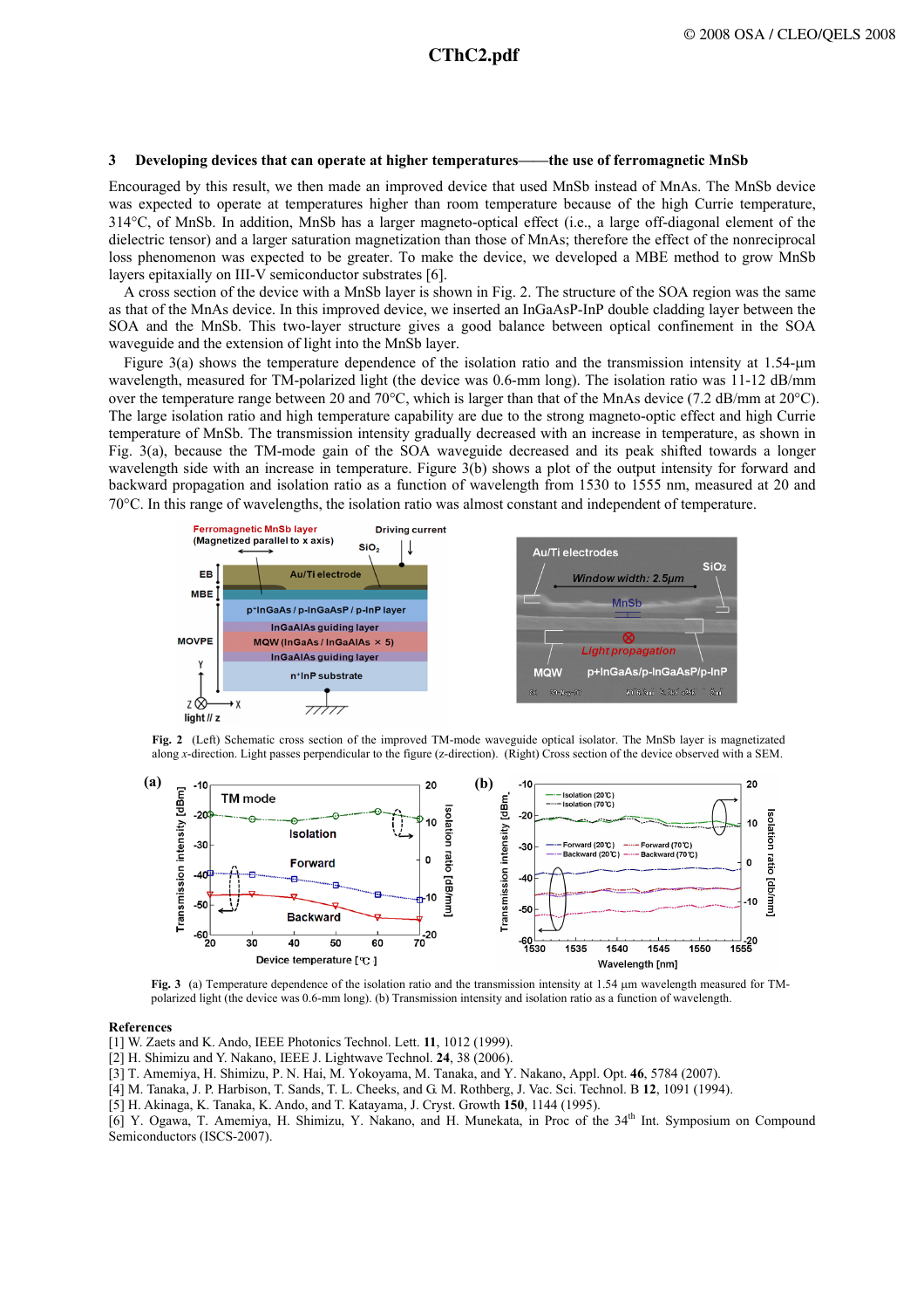### 3 Developing devices that can operate at higher temperatures——the use of ferromagnetic MnSb

Encouraged by this result, we then made an improved device that used MnSb instead of MnAs. The MnSb device was expected to operate at temperatures higher than room temperature because of the high Currie temperature, 314°C, of MnSb. In addition, MnSb has a larger magneto-optical effect (i.e., a large off-diagonal element of the dielectric tensor) and a larger saturation magnetization than those of MnAs; therefore the effect of the nonreciprocal loss phenomenon was expected to be greater. To make the device, we developed a MBE method to grow MnSb layers epitaxially on III-V semiconductor substrates [6].

A cross section of the device with a MnSb layer is shown in Fig. 2. The structure of the SOA region was the same as that of the MnAs device. In this improved device, we inserted an InGaAsP-InP double cladding layer between the SOA and the MnSb. This two-layer structure gives a good balance between optical confinement in the SOA waveguide and the extension of light into the MnSb layer.

Figure 3(a) shows the temperature dependence of the isolation ratio and the transmission intensity at 1.54-μm wavelength, measured for TM-polarized light (the device was 0.6-mm long). The isolation ratio was 11-12 dB/mm over the temperature range between 20 and 70°C, which is larger than that of the MnAs device (7.2 dB/mm at 20°C). The large isolation ratio and high temperature capability are due to the strong magneto-optic effect and high Currie temperature of MnSb. The transmission intensity gradually decreased with an increase in temperature, as shown in Fig. 3(a), because the TM-mode gain of the SOA waveguide decreased and its peak shifted towards a longer wavelength side with an increase in temperature. Figure 3(b) shows a plot of the output intensity for forward and backward propagation and isolation ratio as a function of wavelength from 1530 to 1555 nm, measured at 20 and 70°C. In this range of wavelengths, the isolation ratio was almost constant and independent of temperature.

Ferromagnetic MnSb layer (Magnetized parallel to x axis)
Driving current
SiO$_2$
EB
MBE
Au/Ti electrode
p$^+$InGaAs / p-InGaAsP / p-InP layer
InGaAlAs guiding layer
MQW (InGaAs / InGaAlAs × 5)
InGaAlAs guiding layer
MOVPE
n$^+$InP substrate
Y
Z X
light // z

Au/Ti electrodes
SiO$_2$
Window width: 2.5μm
MnSb
Light propagation
MQW
p+InGaAs/p-InGaAsP/p-InP

**Fig. 2** (Left) Schematic cross section of the improved TM-mode waveguide optical isolator. The MnSb layer is magnetizated along *x*-direction. Light passes perpendicular to the figure (*z*-direction). (Right) Cross section of the device observed with a SEM.

(a)
TM mode
Isolation
Forward
Backward
Transmission intensity [dBm]
Isolation ratio [dB/mm]
Device temperature [℃]
-10, -20, -30, -40, -50, -60
20, 10, 0, -10, -20
20, 30, 40, 50, 60, 70

(b)
Isolation (20℃)
Isolation (70℃)
Forward (20℃)
Backward (20℃)
Forward (70℃)
Backward (70℃)
Transmission intensity [dBm]
Isolation ratio [db/mm]
Wavelength [nm]
-10, -20, -30, -40, -50, -60
20, 10, 0, -10, -20
1530, 1535, 1540, 1545, 1550, 1555

**Fig. 3** (a) Temperature dependence of the isolation ratio and the transmission intensity at 1.54 μm wavelength measured for TM-polarized light (the device was 0.6-mm long). (b) Transmission intensity and isolation ratio as a function of wavelength.

**References**

[1] W. Zaets and K. Ando, IEEE Photonics Technol. Lett. **11**, 1012 (1999).
[2] H. Shimizu and Y. Nakano, IEEE J. Lightwave Technol. **24**, 38 (2006).
[3] T. Amemiya, H. Shimizu, P. N. Hai, M. Yokoyama, M. Tanaka, and Y. Nakano, Appl. Opt. **46**, 5784 (2007).
[4] M. Tanaka, J. P. Harbison, T. Sands, T. L. Cheeks, and G. M. Rothberg, J. Vac. Sci. Technol. B **12**, 1091 (1994).
[5] H. Akinaga, K. Tanaka, K. Ando, and T. Katayama, J. Cryst. Growth **150**, 1144 (1995).
[6] Y. Ogawa, T. Amemiya, H. Shimizu, Y. Nakano, and H. Munekata, in Proc of the 34th Int. Symposium on Compound Semiconductors (ISCS-2007).